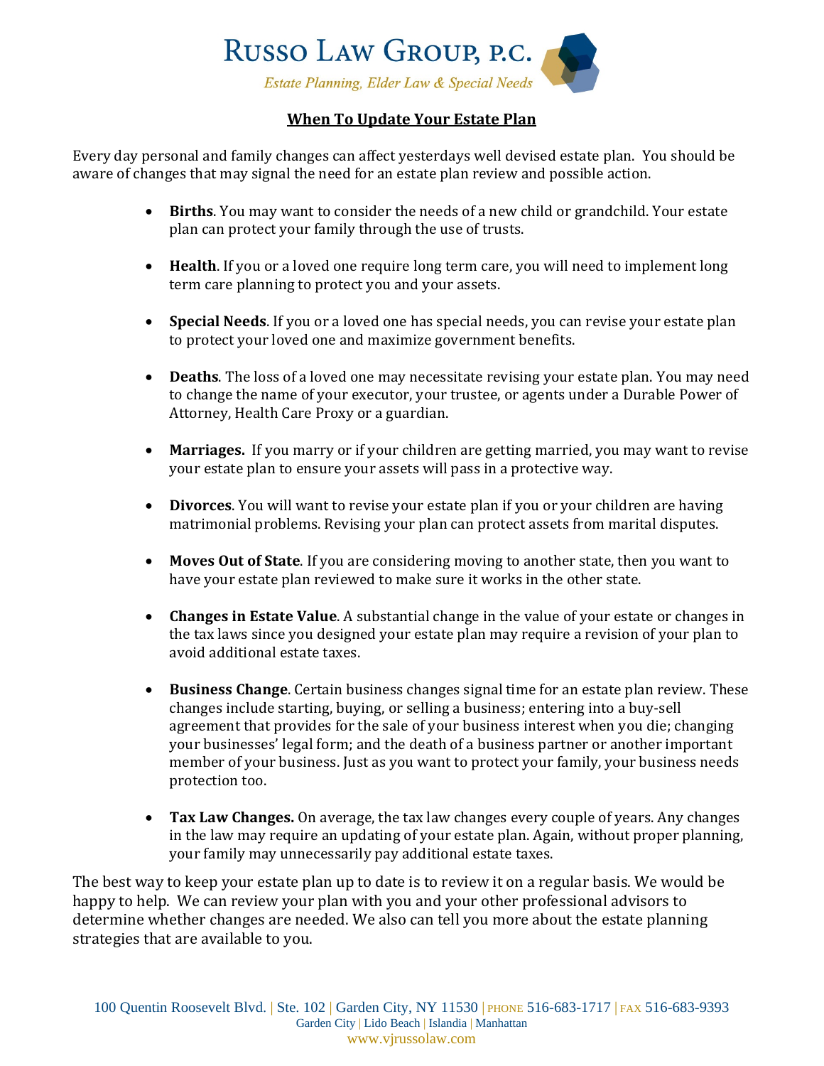# Russo Law Group, P.C.

*Estate Planning, Elder Law & Special Needs*

## When To Update Your Estate Plan

Every day personal and family changes can affect yesterdays well devised estate plan. You should be aware of changes that may signal the need for an estate plan review and possible action.

- **Births**. You may want to consider the needs of a new child or grandchild. Your estate plan can protect your family through the use of trusts.
- **Health**. If you or a loved one require long term care, you will need to implement long term care planning to protect you and your assets.
- **Special Needs**. If you or a loved one has special needs, you can revise your estate plan to protect your loved one and maximize government benefits.
- **Deaths**. The loss of a loved one may necessitate revising your estate plan. You may need to change the name of your executor, your trustee, or agents under a Durable Power of Attorney, Health Care Proxy or a guardian.
- **Marriages.** If you marry or if your children are getting married, you may want to revise your estate plan to ensure your assets will pass in a protective way.
- **Divorces**. You will want to revise your estate plan if you or your children are having matrimonial problems. Revising your plan can protect assets from marital disputes.
- **Moves Out of State**. If you are considering moving to another state, then you want to have your estate plan reviewed to make sure it works in the other state.
- **Changes in Estate Value**. A substantial change in the value of your estate or changes in the tax laws since you designed your estate plan may require a revision of your plan to avoid additional estate taxes.
- **Business Change**. Certain business changes signal time for an estate plan review. These changes include starting, buying, or selling a business; entering into a buy-sell agreement that provides for the sale of your business interest when you die; changing your businesses' legal form; and the death of a business partner or another important member of your business. Just as you want to protect your family, your business needs protection too.
- **Tax Law Changes.** On average, the tax law changes every couple of years. Any changes in the law may require an updating of your estate plan. Again, without proper planning, your family may unnecessarily pay additional estate taxes.

The best way to keep your estate plan up to date is to review it on a regular basis. We would be happy to help. We can review your plan with you and your other professional advisors to determine whether changes are needed. We also can tell you more about the estate planning strategies that are available to you.

100 Quentin Roosevelt Blvd. | Ste. 102 | Garden City, NY 11530 | PHONE 516-683-1717 | FAX 516-683-9393
Garden City | Lido Beach | Islandia | Manhattan
www.vjrussolaw.com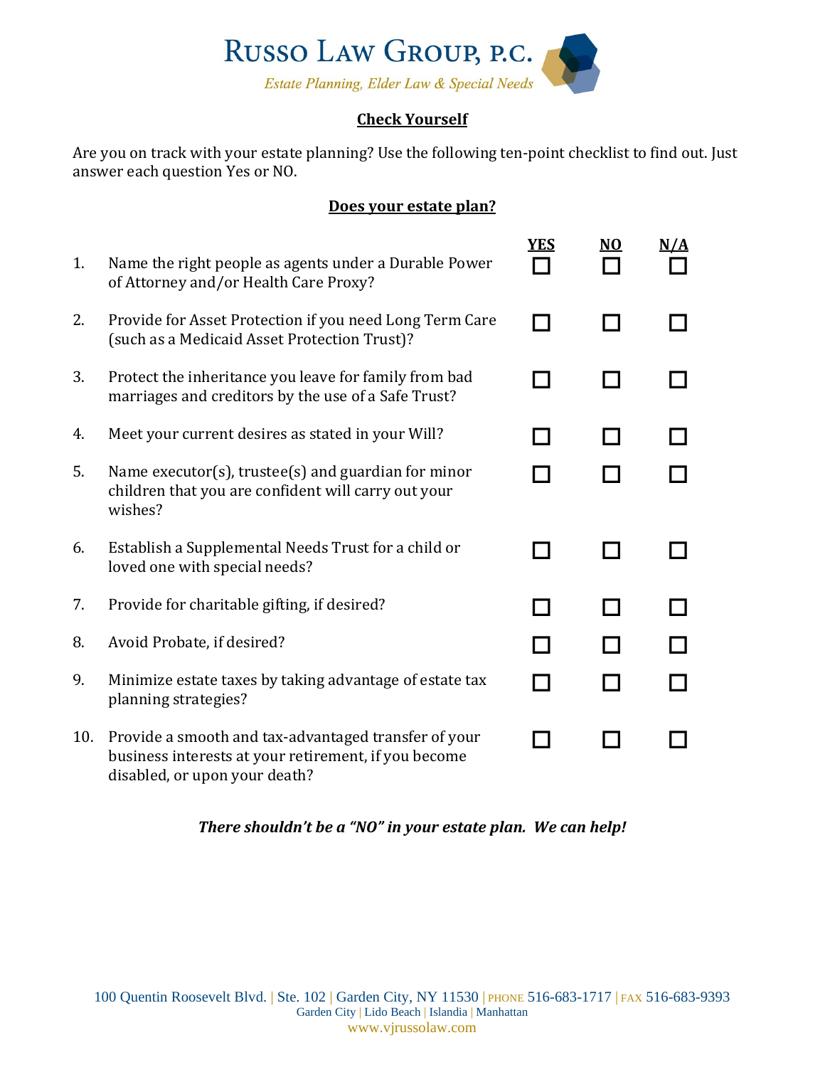# RUSSO LAW GROUP, P.C.

*Estate Planning, Elder Law & Special Needs*

## Check Yourself

Are you on track with your estate planning? Use the following ten-point checklist to find out. Just answer each question Yes or NO.

### Does your estate plan?

| | | YES | NO | N/A |
|---|---|---|---|---|
| 1. | Name the right people as agents under a Durable Power of Attorney and/or Health Care Proxy? | ☐ | ☐ | ☐ |
| 2. | Provide for Asset Protection if you need Long Term Care (such as a Medicaid Asset Protection Trust)? | ☐ | ☐ | ☐ |
| 3. | Protect the inheritance you leave for family from bad marriages and creditors by the use of a Safe Trust? | ☐ | ☐ | ☐ |
| 4. | Meet your current desires as stated in your Will? | ☐ | ☐ | ☐ |
| 5. | Name executor(s), trustee(s) and guardian for minor children that you are confident will carry out your wishes? | ☐ | ☐ | ☐ |
| 6. | Establish a Supplemental Needs Trust for a child or loved one with special needs? | ☐ | ☐ | ☐ |
| 7. | Provide for charitable gifting, if desired? | ☐ | ☐ | ☐ |
| 8. | Avoid Probate, if desired? | ☐ | ☐ | ☐ |
| 9. | Minimize estate taxes by taking advantage of estate tax planning strategies? | ☐ | ☐ | ☐ |
| 10. | Provide a smooth and tax-advantaged transfer of your business interests at your retirement, if you become disabled, or upon your death? | ☐ | ☐ | ☐ |

***There shouldn't be a "NO" in your estate plan. We can help!***

100 Quentin Roosevelt Blvd. | Ste. 102 | Garden City, NY 11530 | PHONE 516-683-1717 | FAX 516-683-9393
Garden City | Lido Beach | Islandia | Manhattan
www.vjrussolaw.com